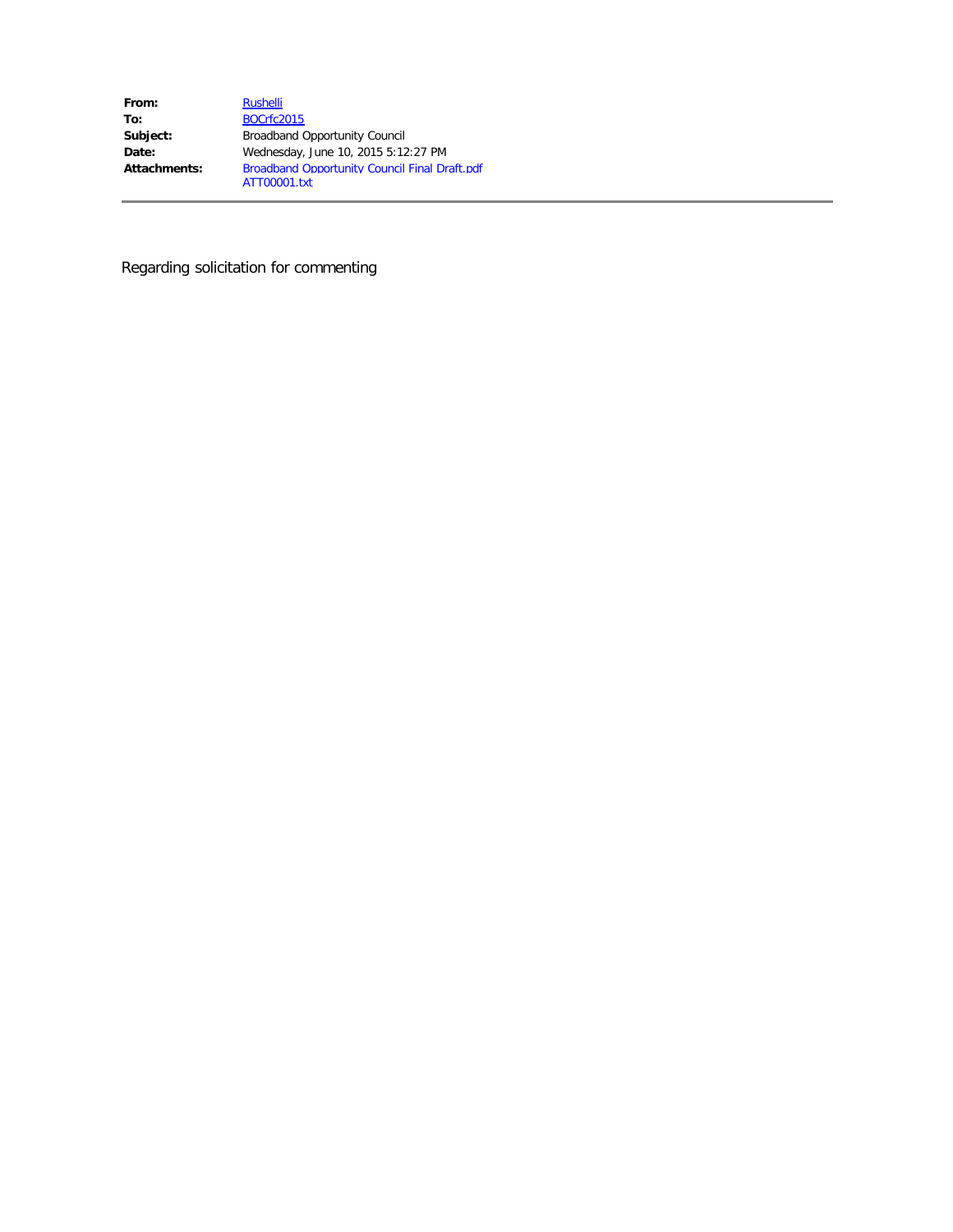| | |
| --- | --- |
| **From:** | Rushelli |
| **To:** | BOCrfc2015 |
| **Subject:** | Broadband Opportunity Council |
| **Date:** | Wednesday, June 10, 2015 5:12:27 PM |
| **Attachments:** | Broadband Opportunity Council Final Draft.pdf<br>ATT00001.txt |

Regarding solicitation for commenting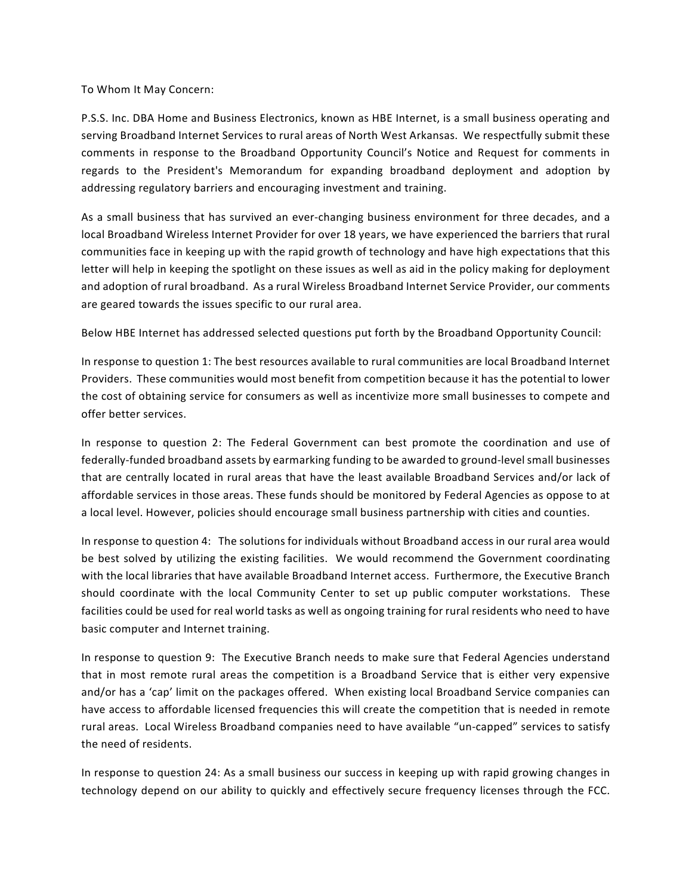To Whom It May Concern:

P.S.S. Inc. DBA Home and Business Electronics, known as HBE Internet, is a small business operating and serving Broadband Internet Services to rural areas of North West Arkansas. We respectfully submit these comments in response to the Broadband Opportunity Council's Notice and Request for comments in regards to the President's Memorandum for expanding broadband deployment and adoption by addressing regulatory barriers and encouraging investment and training.

As a small business that has survived an ever-changing business environment for three decades, and a local Broadband Wireless Internet Provider for over 18 years, we have experienced the barriers that rural communities face in keeping up with the rapid growth of technology and have high expectations that this letter will help in keeping the spotlight on these issues as well as aid in the policy making for deployment and adoption of rural broadband. As a rural Wireless Broadband Internet Service Provider, our comments are geared towards the issues specific to our rural area.

Below HBE Internet has addressed selected questions put forth by the Broadband Opportunity Council:

In response to question 1: The best resources available to rural communities are local Broadband Internet Providers. These communities would most benefit from competition because it has the potential to lower the cost of obtaining service for consumers as well as incentivize more small businesses to compete and offer better services.

In response to question 2: The Federal Government can best promote the coordination and use of federally-funded broadband assets by earmarking funding to be awarded to ground-level small businesses that are centrally located in rural areas that have the least available Broadband Services and/or lack of affordable services in those areas. These funds should be monitored by Federal Agencies as oppose to at a local level. However, policies should encourage small business partnership with cities and counties.

In response to question 4: The solutions for individuals without Broadband access in our rural area would be best solved by utilizing the existing facilities. We would recommend the Government coordinating with the local libraries that have available Broadband Internet access. Furthermore, the Executive Branch should coordinate with the local Community Center to set up public computer workstations. These facilities could be used for real world tasks as well as ongoing training for rural residents who need to have basic computer and Internet training.

In response to question 9: The Executive Branch needs to make sure that Federal Agencies understand that in most remote rural areas the competition is a Broadband Service that is either very expensive and/or has a 'cap' limit on the packages offered. When existing local Broadband Service companies can have access to affordable licensed frequencies this will create the competition that is needed in remote rural areas. Local Wireless Broadband companies need to have available "un-capped" services to satisfy the need of residents.

In response to question 24: As a small business our success in keeping up with rapid growing changes in technology depend on our ability to quickly and effectively secure frequency licenses through the FCC.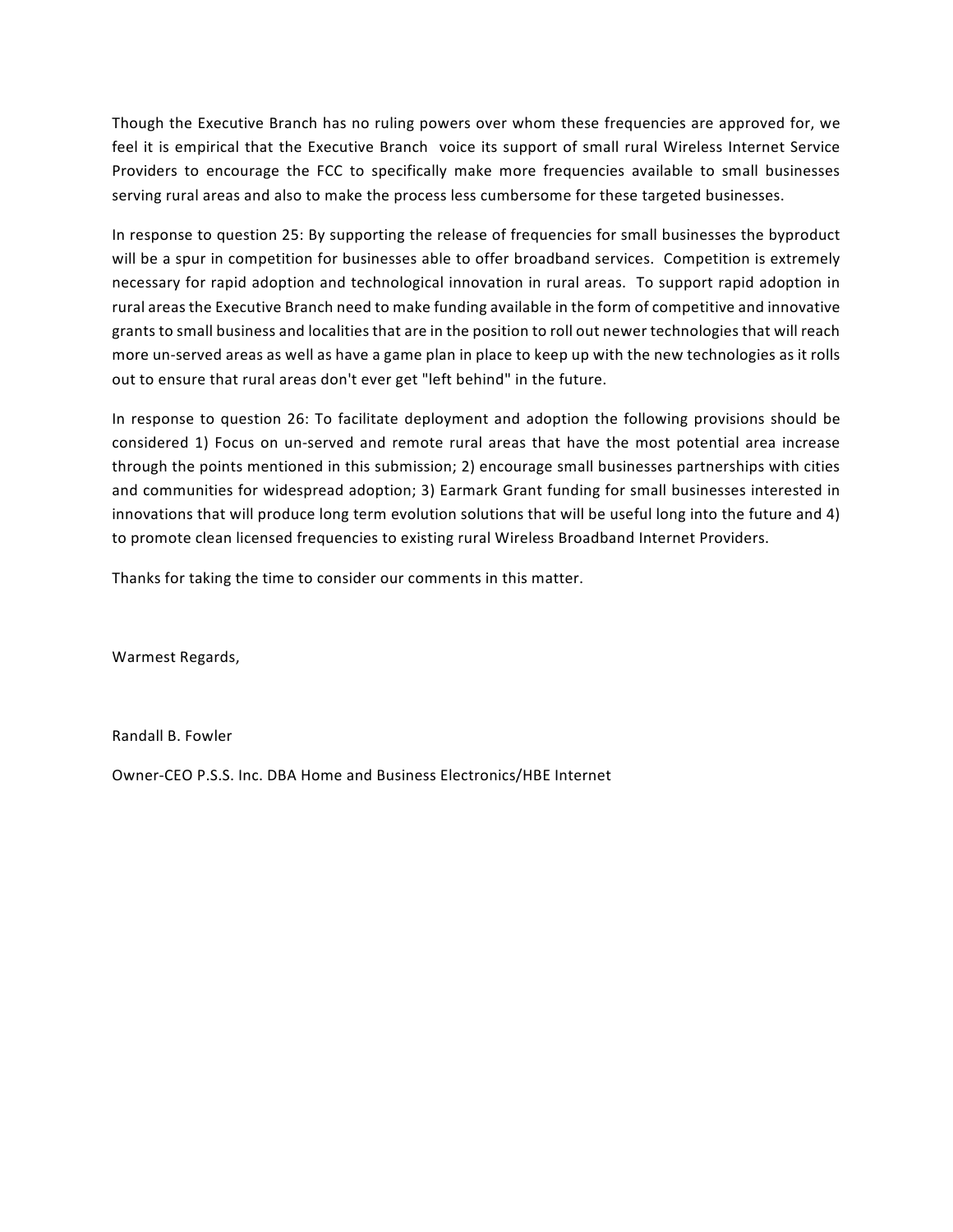Though the Executive Branch has no ruling powers over whom these frequencies are approved for, we feel it is empirical that the Executive Branch voice its support of small rural Wireless Internet Service Providers to encourage the FCC to specifically make more frequencies available to small businesses serving rural areas and also to make the process less cumbersome for these targeted businesses.

In response to question 25: By supporting the release of frequencies for small businesses the byproduct will be a spur in competition for businesses able to offer broadband services. Competition is extremely necessary for rapid adoption and technological innovation in rural areas. To support rapid adoption in rural areas the Executive Branch need to make funding available in the form of competitive and innovative grants to small business and localities that are in the position to roll out newer technologies that will reach more un-served areas as well as have a game plan in place to keep up with the new technologies as it rolls out to ensure that rural areas don't ever get "left behind" in the future.

In response to question 26: To facilitate deployment and adoption the following provisions should be considered 1) Focus on un-served and remote rural areas that have the most potential area increase through the points mentioned in this submission; 2) encourage small businesses partnerships with cities and communities for widespread adoption; 3) Earmark Grant funding for small businesses interested in innovations that will produce long term evolution solutions that will be useful long into the future and 4) to promote clean licensed frequencies to existing rural Wireless Broadband Internet Providers.

Thanks for taking the time to consider our comments in this matter.

Warmest Regards,

Randall B. Fowler

Owner-CEO P.S.S. Inc. DBA Home and Business Electronics/HBE Internet